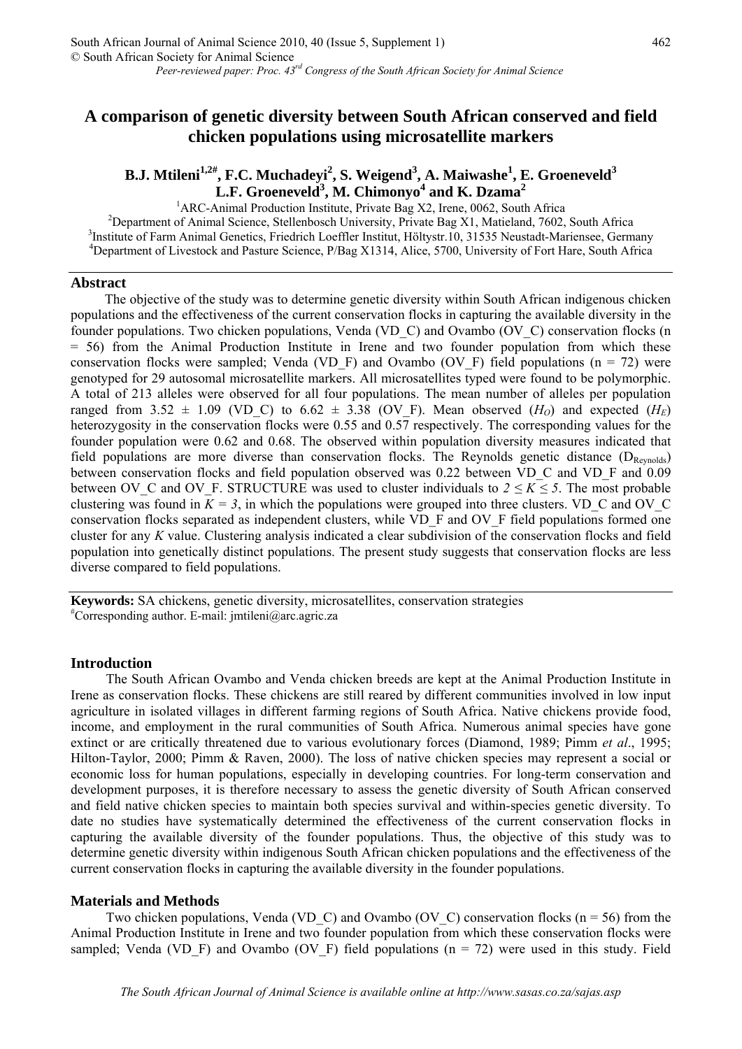# A comparison of genetic diversity between South African conserved and field chicken populations using microsatellite markers

**B.J. Mtileni[1,2#], F.C. Muchadeyi[2], S. Weigend[3], A. Maiwashe[1], E. Groeneveld[3] L.F. Groeneveld[3], M. Chimonyo[4] and K. Dzama[2]**

[1]ARC-Animal Production Institute, Private Bag X2, Irene, 0062, South Africa
[2]Department of Animal Science, Stellenbosch University, Private Bag X1, Matieland, 7602, South Africa
[3]Institute of Farm Animal Genetics, Friedrich Loeffler Institut, Höltystr.10, 31535 Neustadt-Mariensee, Germany
[4]Department of Livestock and Pasture Science, P/Bag X1314, Alice, 5700, University of Fort Hare, South Africa

## Abstract

The objective of the study was to determine genetic diversity within South African indigenous chicken populations and the effectiveness of the current conservation flocks in capturing the available diversity in the founder populations. Two chicken populations, Venda (VD_C) and Ovambo (OV_C) conservation flocks (n = 56) from the Animal Production Institute in Irene and two founder population from which these conservation flocks were sampled; Venda (VD_F) and Ovambo (OV_F) field populations (n = 72) were genotyped for 29 autosomal microsatellite markers. All microsatellites typed were found to be polymorphic. A total of 213 alleles were observed for all four populations. The mean number of alleles per population ranged from 3.52 ± 1.09 (VD_C) to 6.62 ± 3.38 (OV_F). Mean observed ($H_O$) and expected ($H_E$) heterozygosity in the conservation flocks were 0.55 and 0.57 respectively. The corresponding values for the founder population were 0.62 and 0.68. The observed within population diversity measures indicated that field populations are more diverse than conservation flocks. The Reynolds genetic distance ($D_{Reynolds}$) between conservation flocks and field population observed was 0.22 between VD_C and VD_F and 0.09 between OV_C and OV_F. STRUCTURE was used to cluster individuals to $2 \le K \le 5$. The most probable clustering was found in $K = 3$, in which the populations were grouped into three clusters. VD_C and OV_C conservation flocks separated as independent clusters, while VD_F and OV_F field populations formed one cluster for any $K$ value. Clustering analysis indicated a clear subdivision of the conservation flocks and field population into genetically distinct populations. The present study suggests that conservation flocks are less diverse compared to field populations.

**Keywords:** SA chickens, genetic diversity, microsatellites, conservation strategies
[#]Corresponding author. E-mail: jmtileni@arc.agric.za

## Introduction

The South African Ovambo and Venda chicken breeds are kept at the Animal Production Institute in Irene as conservation flocks. These chickens are still reared by different communities involved in low input agriculture in isolated villages in different farming regions of South Africa. Native chickens provide food, income, and employment in the rural communities of South Africa. Numerous animal species have gone extinct or are critically threatened due to various evolutionary forces (Diamond, 1989; Pimm *et al*., 1995; Hilton-Taylor, 2000; Pimm & Raven, 2000). The loss of native chicken species may represent a social or economic loss for human populations, especially in developing countries. For long-term conservation and development purposes, it is therefore necessary to assess the genetic diversity of South African conserved and field native chicken species to maintain both species survival and within-species genetic diversity. To date no studies have systematically determined the effectiveness of the current conservation flocks in capturing the available diversity of the founder populations. Thus, the objective of this study was to determine genetic diversity within indigenous South African chicken populations and the effectiveness of the current conservation flocks in capturing the available diversity in the founder populations.

## Materials and Methods

Two chicken populations, Venda (VD_C) and Ovambo (OV_C) conservation flocks (n = 56) from the Animal Production Institute in Irene and two founder population from which these conservation flocks were sampled; Venda (VD_F) and Ovambo (OV_F) field populations (n = 72) were used in this study. Field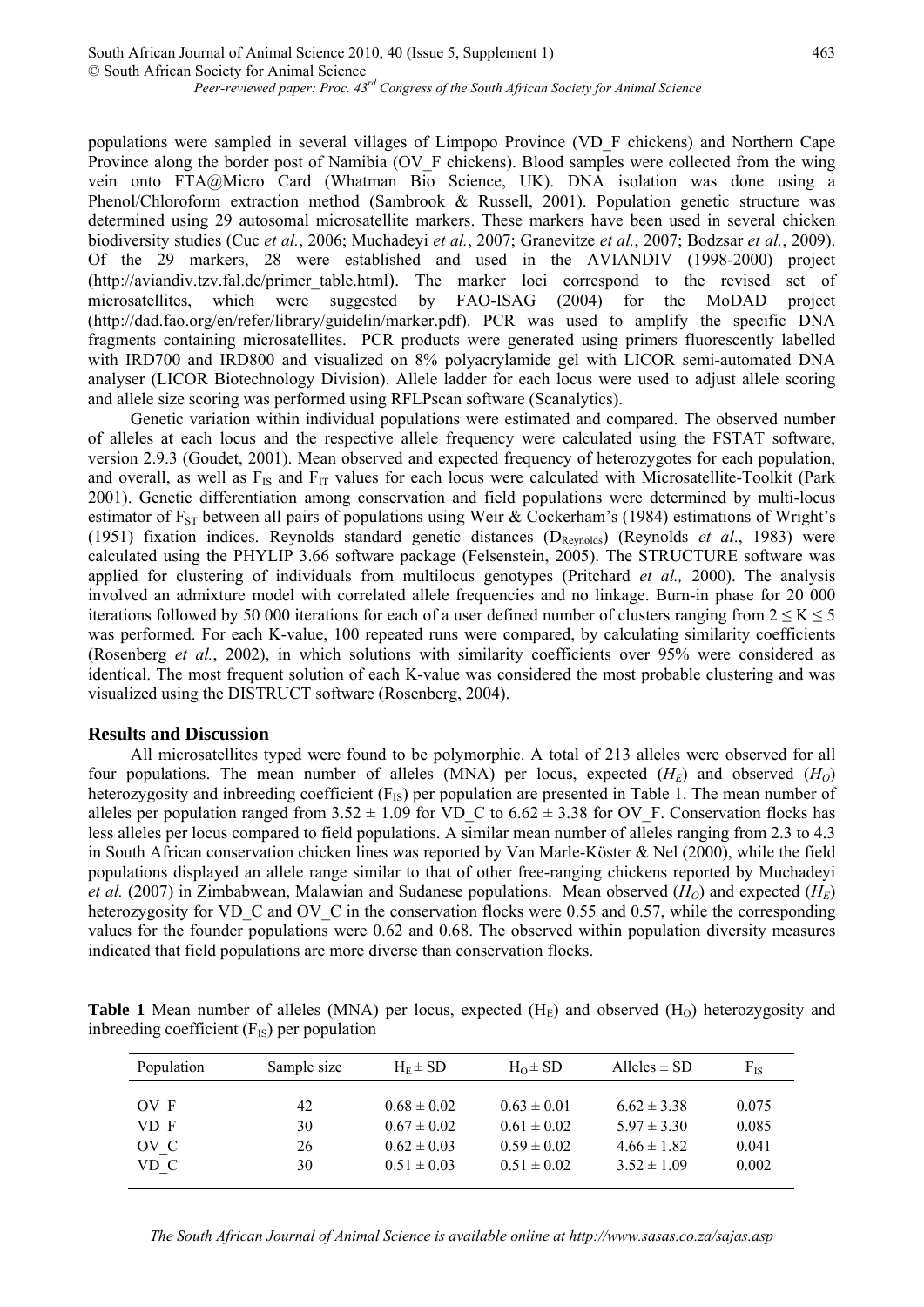populations were sampled in several villages of Limpopo Province (VD_F chickens) and Northern Cape Province along the border post of Namibia (OV_F chickens). Blood samples were collected from the wing vein onto FTA@Micro Card (Whatman Bio Science, UK). DNA isolation was done using a Phenol/Chloroform extraction method (Sambrook & Russell, 2001). Population genetic structure was determined using 29 autosomal microsatellite markers. These markers have been used in several chicken biodiversity studies (Cuc *et al.*, 2006; Muchadeyi *et al.*, 2007; Granevitze *et al.*, 2007; Bodzsar *et al.*, 2009). Of the 29 markers, 28 were established and used in the AVIANDIV (1998-2000) project (http://aviandiv.tzv.fal.de/primer_table.html). The marker loci correspond to the revised set of microsatellites, which were suggested by FAO-ISAG (2004) for the MoDAD project (http://dad.fao.org/en/refer/library/guidelin/marker.pdf). PCR was used to amplify the specific DNA fragments containing microsatellites. PCR products were generated using primers fluorescently labelled with IRD700 and IRD800 and visualized on 8% polyacrylamide gel with LICOR semi-automated DNA analyser (LICOR Biotechnology Division). Allele ladder for each locus were used to adjust allele scoring and allele size scoring was performed using RFLPscan software (Scanalytics).

Genetic variation within individual populations were estimated and compared. The observed number of alleles at each locus and the respective allele frequency were calculated using the FSTAT software, version 2.9.3 (Goudet, 2001). Mean observed and expected frequency of heterozygotes for each population, and overall, as well as $F_{IS}$ and $F_{IT}$ values for each locus were calculated with Microsatellite-Toolkit (Park 2001). Genetic differentiation among conservation and field populations were determined by multi-locus estimator of $F_{ST}$ between all pairs of populations using Weir & Cockerham's (1984) estimations of Wright's (1951) fixation indices. Reynolds standard genetic distances ($D_{Reynolds}$) (Reynolds *et al*., 1983) were calculated using the PHYLIP 3.66 software package (Felsenstein, 2005). The STRUCTURE software was applied for clustering of individuals from multilocus genotypes (Pritchard *et al.,* 2000). The analysis involved an admixture model with correlated allele frequencies and no linkage. Burn-in phase for 20 000 iterations followed by 50 000 iterations for each of a user defined number of clusters ranging from $2 \leq K \leq 5$ was performed. For each K-value, 100 repeated runs were compared, by calculating similarity coefficients (Rosenberg *et al.*, 2002), in which solutions with similarity coefficients over 95% were considered as identical. The most frequent solution of each K-value was considered the most probable clustering and was visualized using the DISTRUCT software (Rosenberg, 2004).

## Results and Discussion

All microsatellites typed were found to be polymorphic. A total of 213 alleles were observed for all four populations. The mean number of alleles (MNA) per locus, expected ($H_E$) and observed ($H_O$) heterozygosity and inbreeding coefficient ($F_{IS}$) per population are presented in Table 1. The mean number of alleles per population ranged from 3.52 ± 1.09 for VD_C to 6.62 ± 3.38 for OV_F. Conservation flocks has less alleles per locus compared to field populations. A similar mean number of alleles ranging from 2.3 to 4.3 in South African conservation chicken lines was reported by Van Marle-Köster & Nel (2000), while the field populations displayed an allele range similar to that of other free-ranging chickens reported by Muchadeyi *et al.* (2007) in Zimbabwean, Malawian and Sudanese populations. Mean observed ($H_O$) and expected ($H_E$) heterozygosity for VD_C and OV_C in the conservation flocks were 0.55 and 0.57, while the corresponding values for the founder populations were 0.62 and 0.68. The observed within population diversity measures indicated that field populations are more diverse than conservation flocks.

**Table 1** Mean number of alleles (MNA) per locus, expected ($H_E$) and observed ($H_O$) heterozygosity and inbreeding coefficient ($F_{IS}$) per population

| Population | Sample size | $H_E$ ± SD | $H_O$ ± SD | Alleles ± SD | $F_{IS}$ |
|---|---|---|---|---|---|
| OV_F | 42 | 0.68 ± 0.02 | 0.63 ± 0.01 | 6.62 ± 3.38 | 0.075 |
| VD_F | 30 | 0.67 ± 0.02 | 0.61 ± 0.02 | 5.97 ± 3.30 | 0.085 |
| OV_C | 26 | 0.62 ± 0.03 | 0.59 ± 0.02 | 4.66 ± 1.82 | 0.041 |
| VD_C | 30 | 0.51 ± 0.03 | 0.51 ± 0.02 | 3.52 ± 1.09 | 0.002 |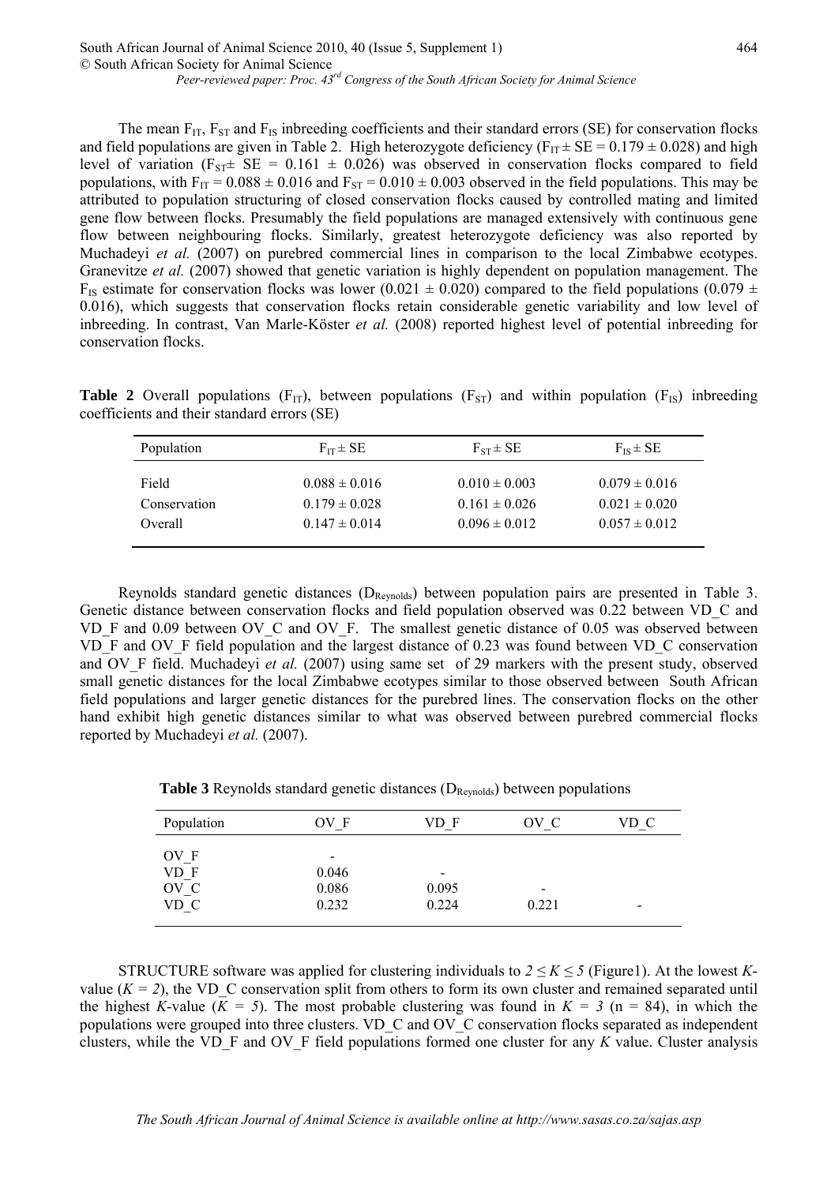The mean $F_{IT}$, $F_{ST}$ and $F_{IS}$ inbreeding coefficients and their standard errors (SE) for conservation flocks and field populations are given in Table 2. High heterozygote deficiency ($F_{IT} \pm SE = 0.179 \pm 0.028$) and high level of variation ($F_{ST} \pm SE = 0.161 \pm 0.026$) was observed in conservation flocks compared to field populations, with $F_{IT} = 0.088 \pm 0.016$ and $F_{ST} = 0.010 \pm 0.003$ observed in the field populations. This may be attributed to population structuring of closed conservation flocks caused by controlled mating and limited gene flow between flocks. Presumably the field populations are managed extensively with continuous gene flow between neighbouring flocks. Similarly, greatest heterozygote deficiency was also reported by Muchadeyi *et al.* (2007) on purebred commercial lines in comparison to the local Zimbabwe ecotypes. Granevitze *et al.* (2007) showed that genetic variation is highly dependent on population management. The $F_{IS}$ estimate for conservation flocks was lower ($0.021 \pm 0.020$) compared to the field populations ($0.079 \pm 0.016$), which suggests that conservation flocks retain considerable genetic variability and low level of inbreeding. In contrast, Van Marle-Köster *et al.* (2008) reported highest level of potential inbreeding for conservation flocks.

**Table 2** Overall populations ($F_{IT}$), between populations ($F_{ST}$) and within population ($F_{IS}$) inbreeding coefficients and their standard errors (SE)

| Population | $F_{IT} \pm$ SE | $F_{ST} \pm$ SE | $F_{IS} \pm$ SE |
|---|---|---|---|
| Field | $0.088 \pm 0.016$ | $0.010 \pm 0.003$ | $0.079 \pm 0.016$ |
| Conservation | $0.179 \pm 0.028$ | $0.161 \pm 0.026$ | $0.021 \pm 0.020$ |
| Overall | $0.147 \pm 0.014$ | $0.096 \pm 0.012$ | $0.057 \pm 0.012$ |

Reynolds standard genetic distances ($D_{Reynolds}$) between population pairs are presented in Table 3. Genetic distance between conservation flocks and field population observed was 0.22 between VD_C and VD_F and 0.09 between OV_C and OV_F. The smallest genetic distance of 0.05 was observed between VD_F and OV_F field population and the largest distance of 0.23 was found between VD_C conservation and OV_F field. Muchadeyi *et al.* (2007) using same set of 29 markers with the present study, observed small genetic distances for the local Zimbabwe ecotypes similar to those observed between South African field populations and larger genetic distances for the purebred lines. The conservation flocks on the other hand exhibit high genetic distances similar to what was observed between purebred commercial flocks reported by Muchadeyi *et al.* (2007).

**Table 3** Reynolds standard genetic distances ($D_{Reynolds}$) between populations

| Population | OV_F | VD_F | OV_C | VD_C |
|---|---|---|---|---|
| OV_F | - | | | |
| VD_F | 0.046 | - | | |
| OV_C | 0.086 | 0.095 | - | |
| VD_C | 0.232 | 0.224 | 0.221 | - |

STRUCTURE software was applied for clustering individuals to $2 \leq K \leq 5$ (Figure1). At the lowest *K*-value ($K = 2$), the VD_C conservation split from others to form its own cluster and remained separated until the highest *K*-value ($K = 5$). The most probable clustering was found in $K = 3$ (n = 84), in which the populations were grouped into three clusters. VD_C and OV_C conservation flocks separated as independent clusters, while the VD_F and OV_F field populations formed one cluster for any *K* value. Cluster analysis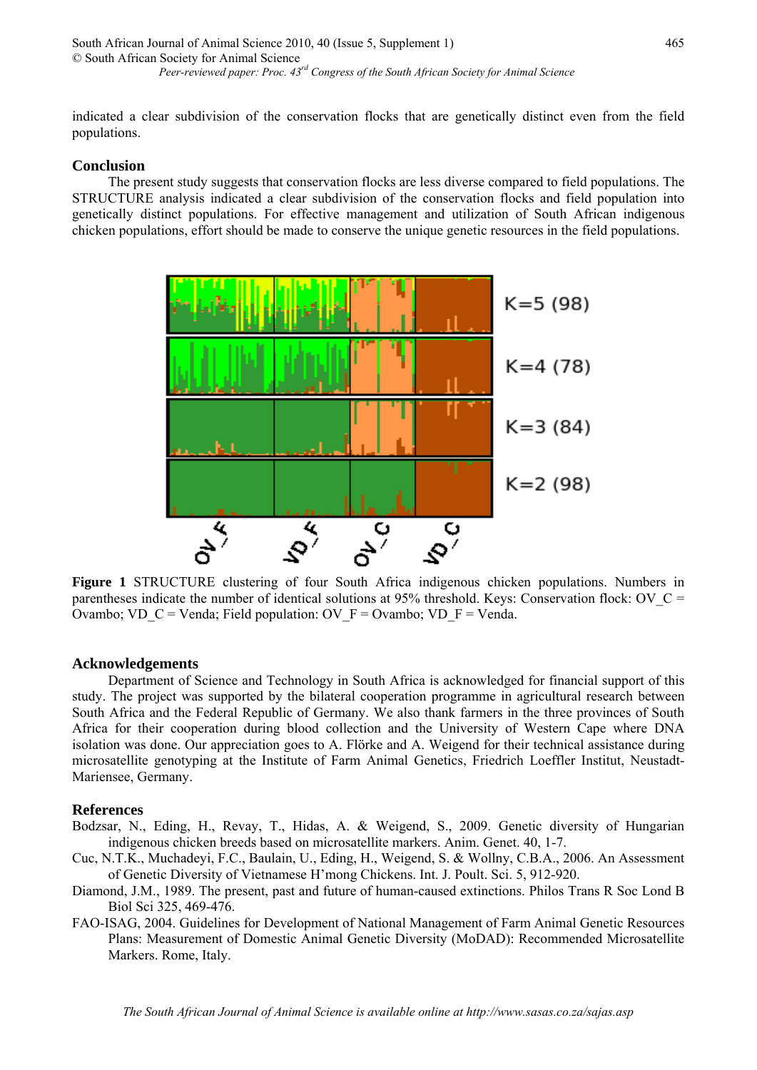indicated a clear subdivision of the conservation flocks that are genetically distinct even from the field populations.

## Conclusion

The present study suggests that conservation flocks are less diverse compared to field populations. The STRUCTURE analysis indicated a clear subdivision of the conservation flocks and field population into genetically distinct populations. For effective management and utilization of South African indigenous chicken populations, effort should be made to conserve the unique genetic resources in the field populations.

**Figure 1** STRUCTURE clustering of four South Africa indigenous chicken populations. Numbers in parentheses indicate the number of identical solutions at 95% threshold. Keys: Conservation flock: OV_C = Ovambo; VD_C = Venda; Field population: OV_F = Ovambo; VD_F = Venda.

## Acknowledgements

Department of Science and Technology in South Africa is acknowledged for financial support of this study. The project was supported by the bilateral cooperation programme in agricultural research between South Africa and the Federal Republic of Germany. We also thank farmers in the three provinces of South Africa for their cooperation during blood collection and the University of Western Cape where DNA isolation was done. Our appreciation goes to A. Flörke and A. Weigend for their technical assistance during microsatellite genotyping at the Institute of Farm Animal Genetics, Friedrich Loeffler Institut, Neustadt-Mariensee, Germany.

## References

Bodzsar, N., Eding, H., Revay, T., Hidas, A. & Weigend, S., 2009. Genetic diversity of Hungarian indigenous chicken breeds based on microsatellite markers. Anim. Genet. 40, 1-7.

Cuc, N.T.K., Muchadeyi, F.C., Baulain, U., Eding, H., Weigend, S. & Wollny, C.B.A., 2006. An Assessment of Genetic Diversity of Vietnamese H'mong Chickens. Int. J. Poult. Sci. 5, 912-920.

Diamond, J.M., 1989. The present, past and future of human-caused extinctions. Philos Trans R Soc Lond B Biol Sci 325, 469-476.

FAO-ISAG, 2004. Guidelines for Development of National Management of Farm Animal Genetic Resources Plans: Measurement of Domestic Animal Genetic Diversity (MoDAD): Recommended Microsatellite Markers. Rome, Italy.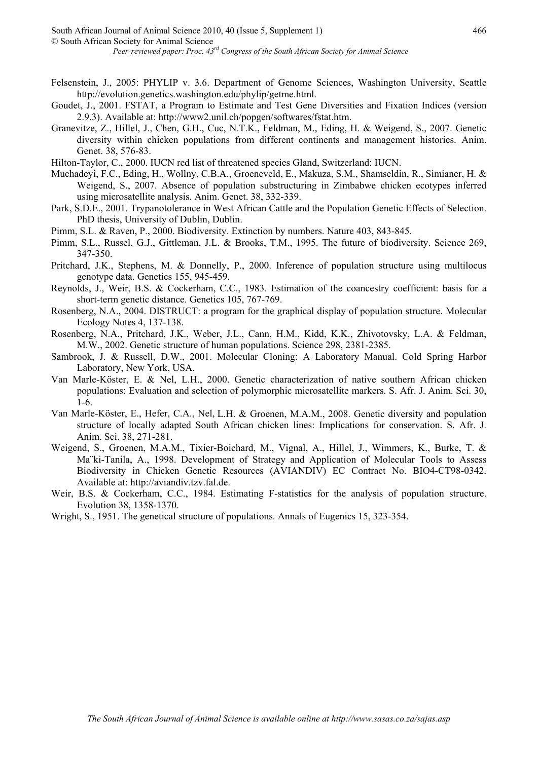Felsenstein, J., 2005: PHYLIP v. 3.6. Department of Genome Sciences, Washington University, Seattle http://evolution.genetics.washington.edu/phylip/getme.html.

Goudet, J., 2001. FSTAT, a Program to Estimate and Test Gene Diversities and Fixation Indices (version 2.9.3). Available at: http://www2.unil.ch/popgen/softwares/fstat.htm.

Granevitze, Z., Hillel, J., Chen, G.H., Cuc, N.T.K., Feldman, M., Eding, H. & Weigend, S., 2007. Genetic diversity within chicken populations from different continents and management histories. Anim. Genet. 38, 576-83.

Hilton-Taylor, C., 2000. IUCN red list of threatened species Gland, Switzerland: IUCN.

Muchadeyi, F.C., Eding, H., Wollny, C.B.A., Groeneveld, E., Makuza, S.M., Shamseldin, R., Simianer, H. & Weigend, S., 2007. Absence of population substructuring in Zimbabwe chicken ecotypes inferred using microsatellite analysis. Anim. Genet. 38, 332-339.

Park, S.D.E., 2001. Trypanotolerance in West African Cattle and the Population Genetic Effects of Selection. PhD thesis, University of Dublin, Dublin.

Pimm, S.L. & Raven, P., 2000. Biodiversity. Extinction by numbers. Nature 403, 843-845.

Pimm, S.L., Russel, G.J., Gittleman, J.L. & Brooks, T.M., 1995. The future of biodiversity. Science 269, 347-350.

Pritchard, J.K., Stephens, M. & Donnelly, P., 2000. Inference of population structure using multilocus genotype data. Genetics 155, 945-459.

Reynolds, J., Weir, B.S. & Cockerham, C.C., 1983. Estimation of the coancestry coefficient: basis for a short-term genetic distance. Genetics 105, 767-769.

Rosenberg, N.A., 2004. DISTRUCT: a program for the graphical display of population structure. Molecular Ecology Notes 4, 137-138.

Rosenberg, N.A., Pritchard, J.K., Weber, J.L., Cann, H.M., Kidd, K.K., Zhivotovsky, L.A. & Feldman, M.W., 2002. Genetic structure of human populations. Science 298, 2381-2385.

Sambrook, J. & Russell, D.W., 2001. Molecular Cloning: A Laboratory Manual. Cold Spring Harbor Laboratory, New York, USA.

Van Marle-Köster, E. & Nel, L.H., 2000. Genetic characterization of native southern African chicken populations: Evaluation and selection of polymorphic microsatellite markers. S. Afr. J. Anim. Sci. 30, 1-6.

Van Marle-Köster, E., Hefer, C.A., Nel, L.H. & Groenen, M.A.M., 2008. Genetic diversity and population structure of locally adapted South African chicken lines: Implications for conservation. S. Afr. J. Anim. Sci. 38, 271-281.

Weigend, S., Groenen, M.A.M., Tixier-Boichard, M., Vignal, A., Hillel, J., Wimmers, K., Burke, T. & Ma¨ki-Tanila, A., 1998. Development of Strategy and Application of Molecular Tools to Assess Biodiversity in Chicken Genetic Resources (AVIANDIV) EC Contract No. BIO4-CT98-0342. Available at: http://aviandiv.tzv.fal.de.

Weir, B.S. & Cockerham, C.C., 1984. Estimating F-statistics for the analysis of population structure. Evolution 38, 1358-1370.

Wright, S., 1951. The genetical structure of populations. Annals of Eugenics 15, 323-354.